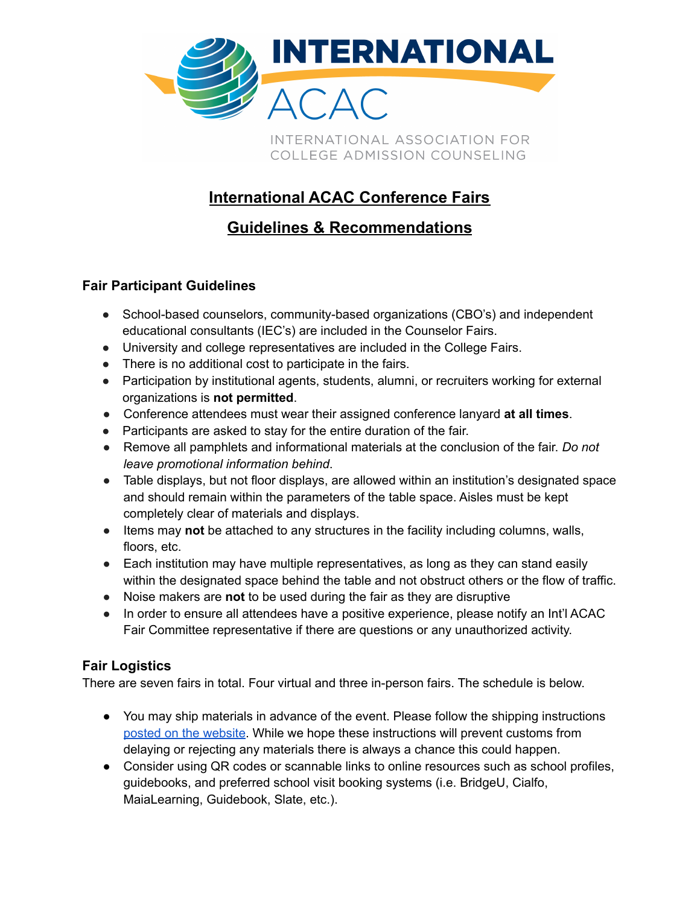INTERNATIONAL ACAC

INTERNATIONAL ASSOCIATION FOR COLLEGE ADMISSION COUNSELING

# International ACAC Conference Fairs

# Guidelines & Recommendations

### Fair Participant Guidelines

- School-based counselors, community-based organizations (CBO's) and independent educational consultants (IEC's) are included in the Counselor Fairs.
- University and college representatives are included in the College Fairs.
- There is no additional cost to participate in the fairs.
- Participation by institutional agents, students, alumni, or recruiters working for external organizations is **not permitted**.
- Conference attendees must wear their assigned conference lanyard **at all times**.
- Participants are asked to stay for the entire duration of the fair.
- Remove all pamphlets and informational materials at the conclusion of the fair. *Do not leave promotional information behind*.
- Table displays, but not floor displays, are allowed within an institution's designated space and should remain within the parameters of the table space. Aisles must be kept completely clear of materials and displays.
- Items may **not** be attached to any structures in the facility including columns, walls, floors, etc.
- Each institution may have multiple representatives, as long as they can stand easily within the designated space behind the table and not obstruct others or the flow of traffic.
- Noise makers are **not** to be used during the fair as they are disruptive
- In order to ensure all attendees have a positive experience, please notify an Int'l ACAC Fair Committee representative if there are questions or any unauthorized activity.

### Fair Logistics

There are seven fairs in total. Four virtual and three in-person fairs. The schedule is below.

- You may ship materials in advance of the event. Please follow the shipping instructions posted on the website. While we hope these instructions will prevent customs from delaying or rejecting any materials there is always a chance this could happen.
- Consider using QR codes or scannable links to online resources such as school profiles, guidebooks, and preferred school visit booking systems (i.e. BridgeU, Cialfo, MaiaLearning, Guidebook, Slate, etc.).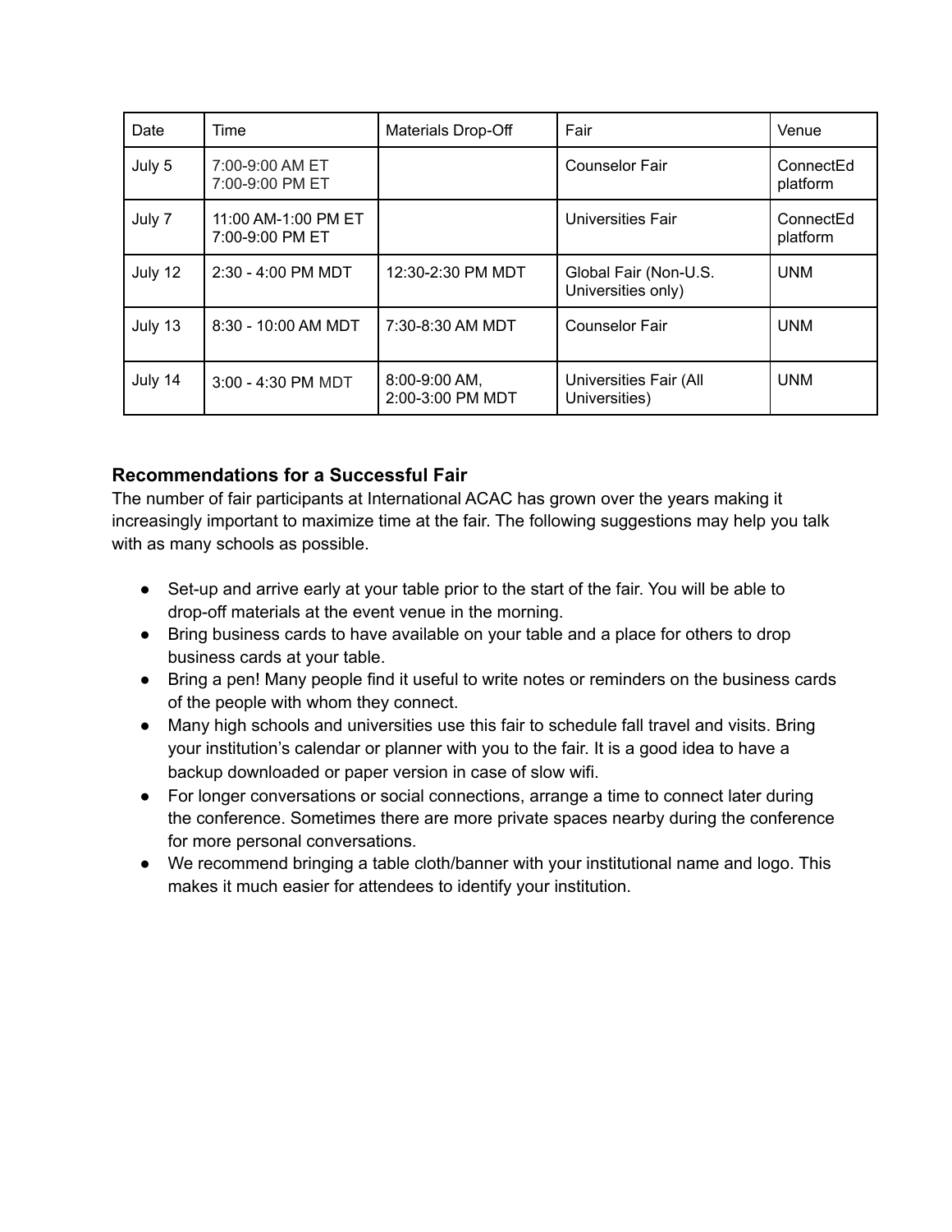| Date | Time | Materials Drop-Off | Fair | Venue |
| --- | --- | --- | --- | --- |
| July 5 | 7:00-9:00 AM ET<br>7:00-9:00 PM ET | | Counselor Fair | ConnectEd platform |
| July 7 | 11:00 AM-1:00 PM ET<br>7:00-9:00 PM ET | | Universities Fair | ConnectEd platform |
| July 12 | 2:30 - 4:00 PM MDT | 12:30-2:30 PM MDT | Global Fair (Non-U.S. Universities only) | UNM |
| July 13 | 8:30 - 10:00 AM MDT | 7:30-8:30 AM MDT | Counselor Fair | UNM |
| July 14 | 3:00 - 4:30 PM MDT | 8:00-9:00 AM,<br>2:00-3:00 PM MDT | Universities Fair (All Universities) | UNM |

### Recommendations for a Successful Fair

The number of fair participants at International ACAC has grown over the years making it increasingly important to maximize time at the fair. The following suggestions may help you talk with as many schools as possible.

- Set-up and arrive early at your table prior to the start of the fair. You will be able to drop-off materials at the event venue in the morning.
- Bring business cards to have available on your table and a place for others to drop business cards at your table.
- Bring a pen! Many people find it useful to write notes or reminders on the business cards of the people with whom they connect.
- Many high schools and universities use this fair to schedule fall travel and visits. Bring your institution's calendar or planner with you to the fair. It is a good idea to have a backup downloaded or paper version in case of slow wifi.
- For longer conversations or social connections, arrange a time to connect later during the conference. Sometimes there are more private spaces nearby during the conference for more personal conversations.
- We recommend bringing a table cloth/banner with your institutional name and logo. This makes it much easier for attendees to identify your institution.